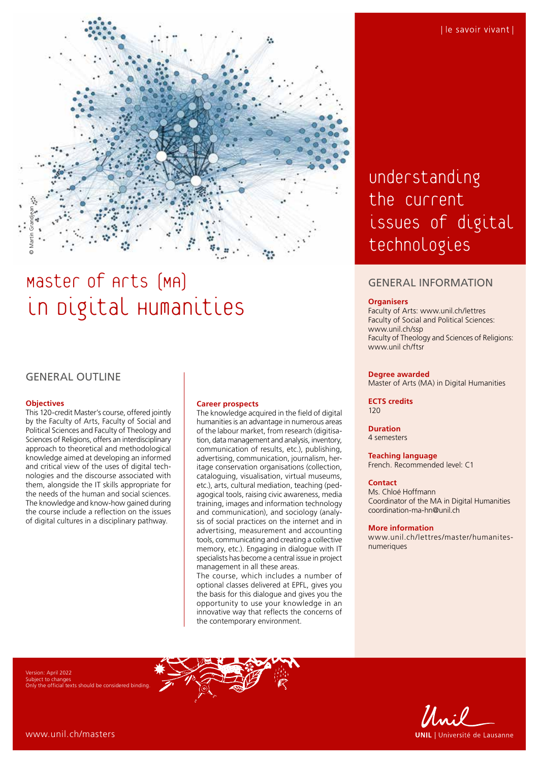| le savoir vivant |

# Master of Arts (MA) in Digital Humanities

## understanding the current issues of digital technologies

© Martin Grandjean

## GENERAL OUTLINE

**Objectives**

This 120-credit Master's course, offered jointly by the Faculty of Arts, Faculty of Social and Political Sciences and Faculty of Theology and Sciences of Religions, offers an interdisciplinary approach to theoretical and methodological knowledge aimed at developing an informed and critical view of the uses of digital technologies and the discourse associated with them, alongside the IT skills appropriate for the needs of the human and social sciences. The knowledge and know-how gained during the course include a reflection on the issues of digital cultures in a disciplinary pathway.

**Career prospects**

The knowledge acquired in the field of digital humanities is an advantage in numerous areas of the labour market, from research (digitisation, data management and analysis, inventory, communication of results, etc.), publishing, advertising, communication, journalism, heritage conservation organisations (collection, cataloguing, visualisation, virtual museums, etc.), arts, cultural mediation, teaching (pedagogical tools, raising civic awareness, media training, images and information technology and communication), and sociology (analysis of social practices on the internet and in advertising, measurement and accounting tools, communicating and creating a collective memory, etc.). Engaging in dialogue with IT specialists has become a central issue in project management in all these areas.
The course, which includes a number of optional classes delivered at EPFL, gives you the basis for this dialogue and gives you the opportunity to use your knowledge in an innovative way that reflects the concerns of the contemporary environment.

## GENERAL INFORMATION

**Organisers**
Faculty of Arts: www.unil.ch/lettres
Faculty of Social and Political Sciences: www.unil.ch/ssp
Faculty of Theology and Sciences of Religions: www.unil ch/ftsr

**Degree awarded**
Master of Arts (MA) in Digital Humanities

**ECTS credits**
120

**Duration**
4 semesters

**Teaching language**
French. Recommended level: C1

**Contact**
Ms. Chloé Hoffmann
Coordinator of the MA in Digital Humanities
coordination-ma-hn@unil.ch

**More information**
www.unil.ch/lettres/master/humanites-numeriques

Version: April 2022
Subject to changes
Only the official texts should be considered binding.

www.unil.ch/masters

UNIL | Université de Lausanne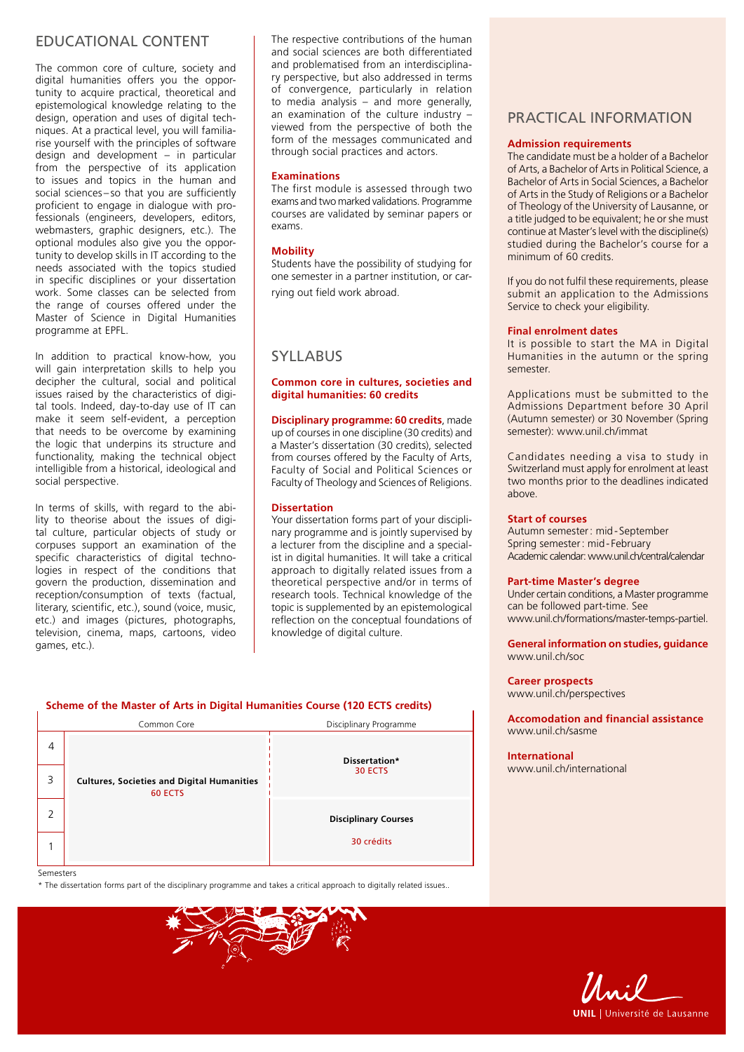## EDUCATIONAL CONTENT

The common core of culture, society and digital humanities offers you the opportunity to acquire practical, theoretical and epistemological knowledge relating to the design, operation and uses of digital techniques. At a practical level, you will familiarise yourself with the principles of software design and development – in particular from the perspective of its application to issues and topics in the human and social sciences – so that you are sufficiently proficient to engage in dialogue with professionals (engineers, developers, editors, webmasters, graphic designers, etc.). The optional modules also give you the opportunity to develop skills in IT according to the needs associated with the topics studied in specific disciplines or your dissertation work. Some classes can be selected from the range of courses offered under the Master of Science in Digital Humanities programme at EPFL.

In addition to practical know-how, you will gain interpretation skills to help you decipher the cultural, social and political issues raised by the characteristics of digital tools. Indeed, day-to-day use of IT can make it seem self-evident, a perception that needs to be overcome by examining the logic that underpins its structure and functionality, making the technical object intelligible from a historical, ideological and social perspective.

In terms of skills, with regard to the ability to theorise about the issues of digital culture, particular objects of study or corpuses support an examination of the specific characteristics of digital technologies in respect of the conditions that govern the production, dissemination and reception/consumption of texts (factual, literary, scientific, etc.), sound (voice, music, etc.) and images (pictures, photographs, television, cinema, maps, cartoons, video games, etc.).

The respective contributions of the human and social sciences are both differentiated and problematised from an interdisciplinary perspective, but also addressed in terms of convergence, particularly in relation to media analysis – and more generally, an examination of the culture industry – viewed from the perspective of both the form of the messages communicated and through social practices and actors.

**Examinations**
The first module is assessed through two exams and two marked validations. Programme courses are validated by seminar papers or exams.

**Mobility**
Students have the possibility of studying for one semester in a partner institution, or carrying out field work abroad.

## SYLLABUS

**Common core in cultures, societies and digital humanities: 60 credits**

**Disciplinary programme: 60 credits**, made up of courses in one discipline (30 credits) and a Master's dissertation (30 credits), selected from courses offered by the Faculty of Arts, Faculty of Social and Political Sciences or Faculty of Theology and Sciences of Religions.

**Dissertation**
Your dissertation forms part of your disciplinary programme and is jointly supervised by a lecturer from the discipline and a specialist in digital humanities. It will take a critical approach to digitally related issues from a theoretical perspective and/or in terms of research tools. Technical knowledge of the topic is supplemented by an epistemological reflection on the conceptual foundations of knowledge of digital culture.

**Scheme of the Master of Arts in Digital Humanities Course (120 ECTS credits)**

| Semesters | Common Core | Disciplinary Programme |
|---|---|---|
| 4 | Cultures, Societies and Digital Humanities 60 ECTS | Dissertation* 30 ECTS |
| 3 | | |
| 2 | | Disciplinary Courses 30 crédits |
| 1 | | |

\* The dissertation forms part of the disciplinary programme and takes a critical approach to digitally related issues..

## PRACTICAL INFORMATION

**Admission requirements**
The candidate must be a holder of a Bachelor of Arts, a Bachelor of Arts in Political Science, a Bachelor of Arts in Social Sciences, a Bachelor of Arts in the Study of Religions or a Bachelor of Theology of the University of Lausanne, or a title judged to be equivalent; he or she must continue at Master's level with the discipline(s) studied during the Bachelor's course for a minimum of 60 credits.

If you do not fulfil these requirements, please submit an application to the Admissions Service to check your eligibility.

**Final enrolment dates**
It is possible to start the MA in Digital Humanities in the autumn or the spring semester.

Applications must be submitted to the Admissions Department before 30 April (Autumn semester) or 30 November (Spring semester): www.unil.ch/immat

Candidates needing a visa to study in Switzerland must apply for enrolment at least two months prior to the deadlines indicated above.

**Start of courses**
Autumn semester : mid-September
Spring semester : mid-February
Academic calendar: www.unil.ch/central/calendar

**Part-time Master's degree**
Under certain conditions, a Master programme can be followed part-time. See www.unil.ch/formations/master-temps-partiel.

**General information on studies, guidance**
www.unil.ch/soc

**Career prospects**
www.unil.ch/perspectives

**Accomodation and financial assistance**
www.unil.ch/sasme

**International**
www.unil.ch/international

UNIL | Université de Lausanne